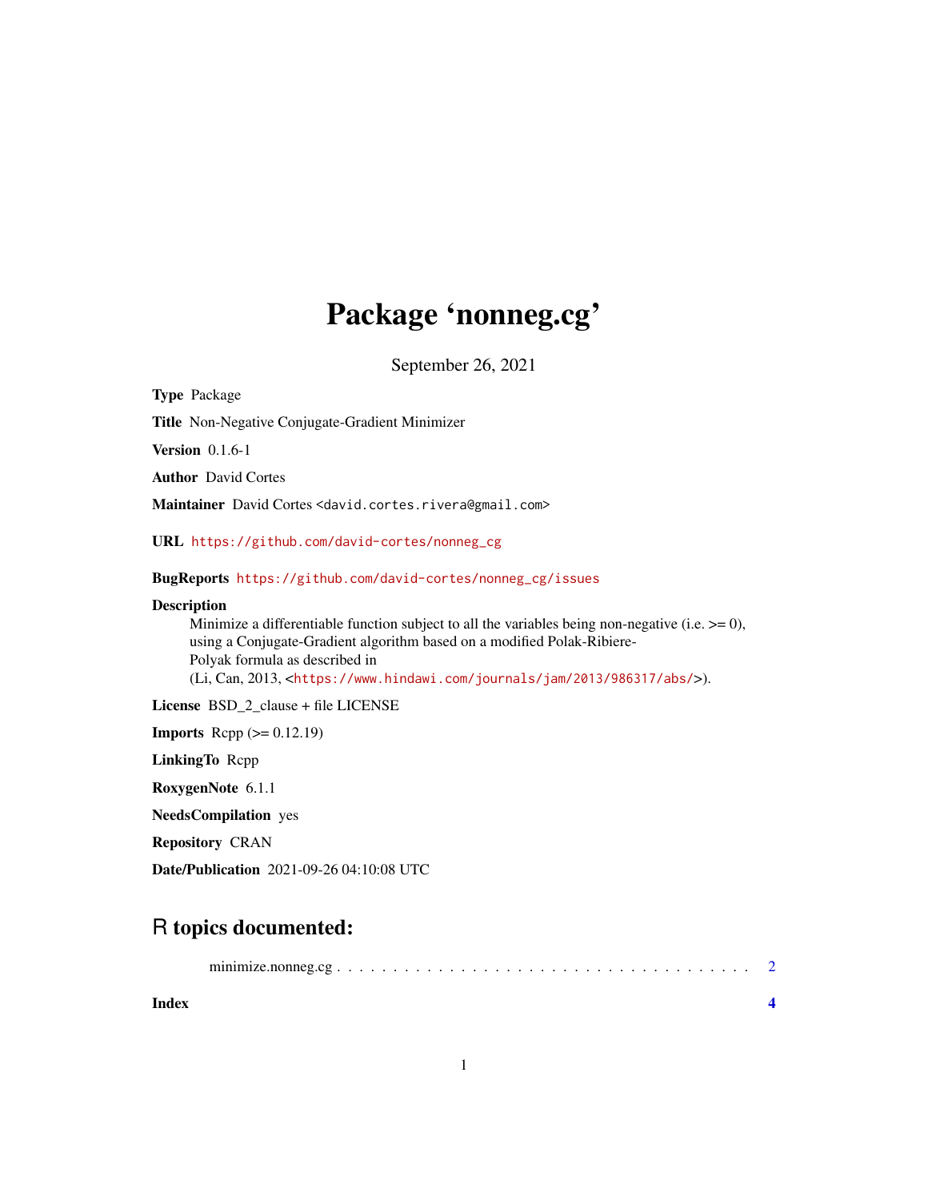# Package 'nonneg.cg'

September 26, 2021

**Type** Package

**Title** Non-Negative Conjugate-Gradient Minimizer

**Version** 0.1.6-1

**Author** David Cortes

**Maintainer** David Cortes <david.cortes.rivera@gmail.com>

**URL** https://github.com/david-cortes/nonneg_cg

**BugReports** https://github.com/david-cortes/nonneg_cg/issues

**Description**
Minimize a differentiable function subject to all the variables being non-negative (i.e. >= 0), using a Conjugate-Gradient algorithm based on a modified Polak-Ribiere-Polyak formula as described in (Li, Can, 2013, <https://www.hindawi.com/journals/jam/2013/986317/abs/>).

**License** BSD_2_clause + file LICENSE

**Imports** Rcpp (>= 0.12.19)

**LinkingTo** Rcpp

**RoxygenNote** 6.1.1

**NeedsCompilation** yes

**Repository** CRAN

**Date/Publication** 2021-09-26 04:10:08 UTC

## R topics documented:

minimize.nonneg.cg . . . . . . . . . . . . . . . . . . . . . . . . . . . . . . . . . . . . 2

**Index** **4**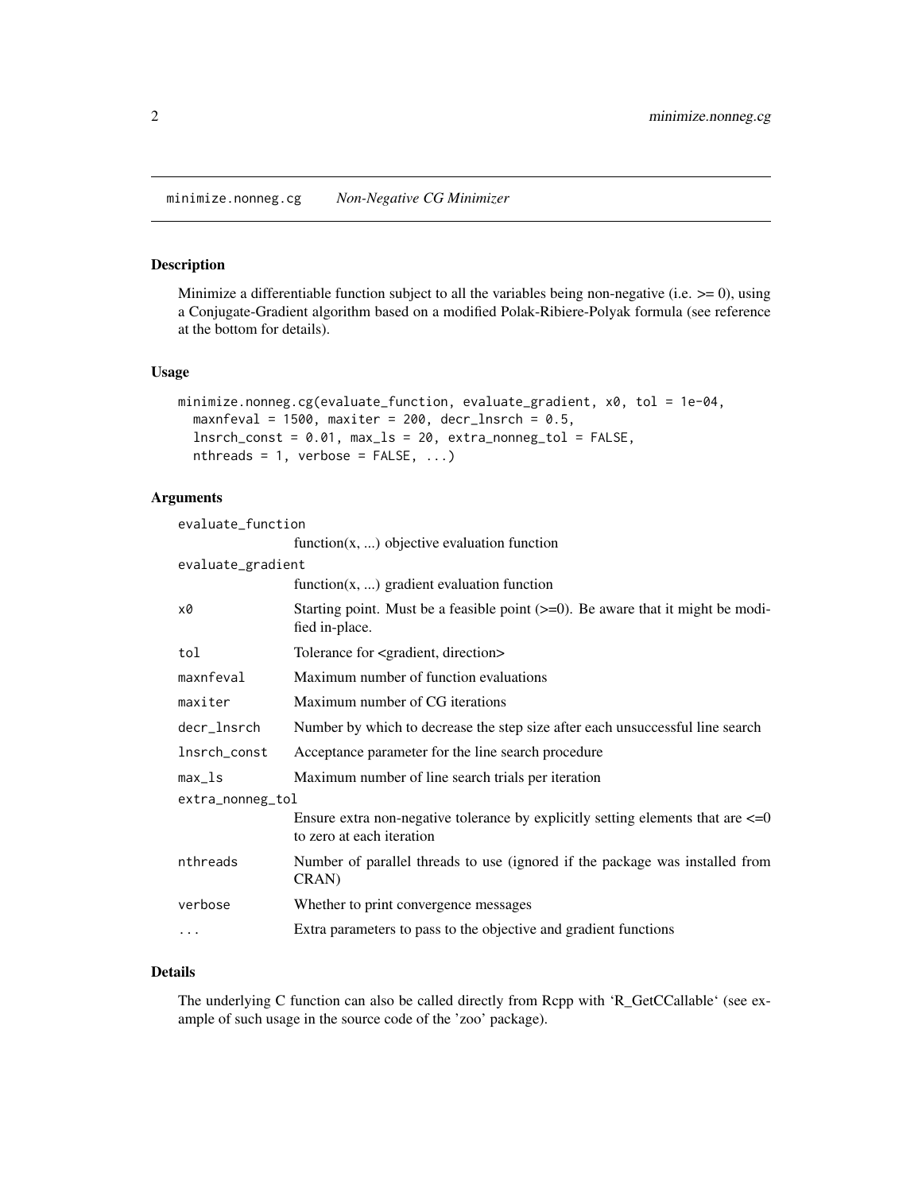# minimize.nonneg.cg *Non-Negative CG Minimizer*

## Description

Minimize a differentiable function subject to all the variables being non-negative (i.e. >= 0), using a Conjugate-Gradient algorithm based on a modified Polak-Ribiere-Polyak formula (see reference at the bottom for details).

## Usage

```
minimize.nonneg.cg(evaluate_function, evaluate_gradient, x0, tol = 1e-04,
  maxnfeval = 1500, maxiter = 200, decr_lnsrch = 0.5,
  lnsrch_const = 0.01, max_ls = 20, extra_nonneg_tol = FALSE,
  nthreads = 1, verbose = FALSE, ...)
```

## Arguments

| Argument | Description |
|---|---|
| `evaluate_function` | function(x, ...) objective evaluation function |
| `evaluate_gradient` | function(x, ...) gradient evaluation function |
| `x0` | Starting point. Must be a feasible point (>=0). Be aware that it might be modified in-place. |
| `tol` | Tolerance for <gradient, direction> |
| `maxnfeval` | Maximum number of function evaluations |
| `maxiter` | Maximum number of CG iterations |
| `decr_lnsrch` | Number by which to decrease the step size after each unsuccessful line search |
| `lnsrch_const` | Acceptance parameter for the line search procedure |
| `max_ls` | Maximum number of line search trials per iteration |
| `extra_nonneg_tol` | Ensure extra non-negative tolerance by explicitly setting elements that are <=0 to zero at each iteration |
| `nthreads` | Number of parallel threads to use (ignored if the package was installed from CRAN) |
| `verbose` | Whether to print convergence messages |
| `...` | Extra parameters to pass to the objective and gradient functions |

## Details

The underlying C function can also be called directly from Rcpp with 'R_GetCCallable' (see example of such usage in the source code of the 'zoo' package).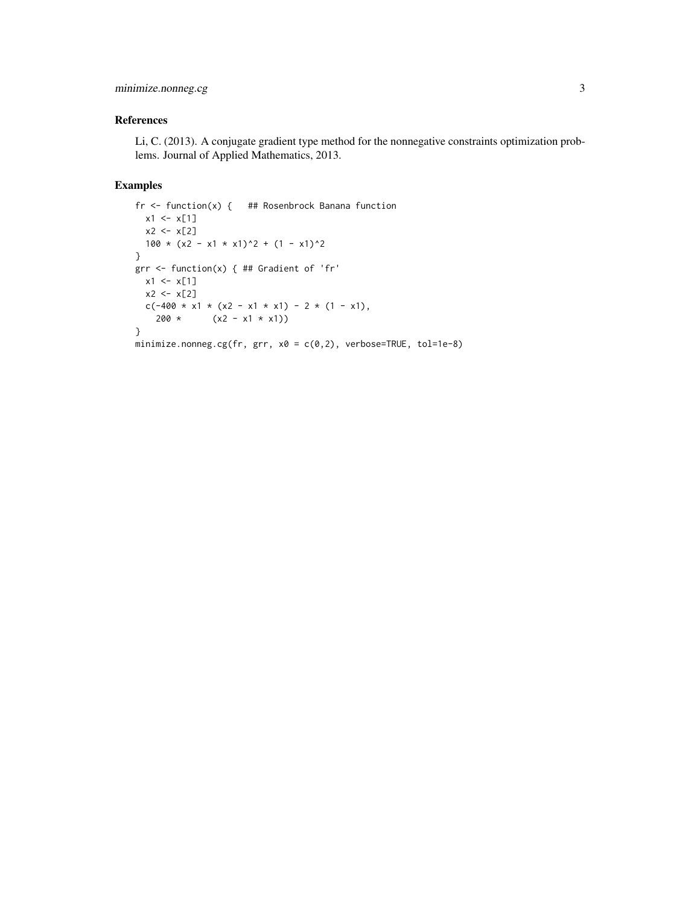## References

Li, C. (2013). A conjugate gradient type method for the nonnegative constraints optimization problems. Journal of Applied Mathematics, 2013.

## Examples

```
fr <- function(x) {   ## Rosenbrock Banana function
  x1 <- x[1]
  x2 <- x[2]
  100 * (x2 - x1 * x1)^2 + (1 - x1)^2
}
grr <- function(x) { ## Gradient of 'fr'
  x1 <- x[1]
  x2 <- x[2]
  c(-400 * x1 * (x2 - x1 * x1) - 2 * (1 - x1),
    200 *      (x2 - x1 * x1))
}
minimize.nonneg.cg(fr, grr, x0 = c(0,2), verbose=TRUE, tol=1e-8)
```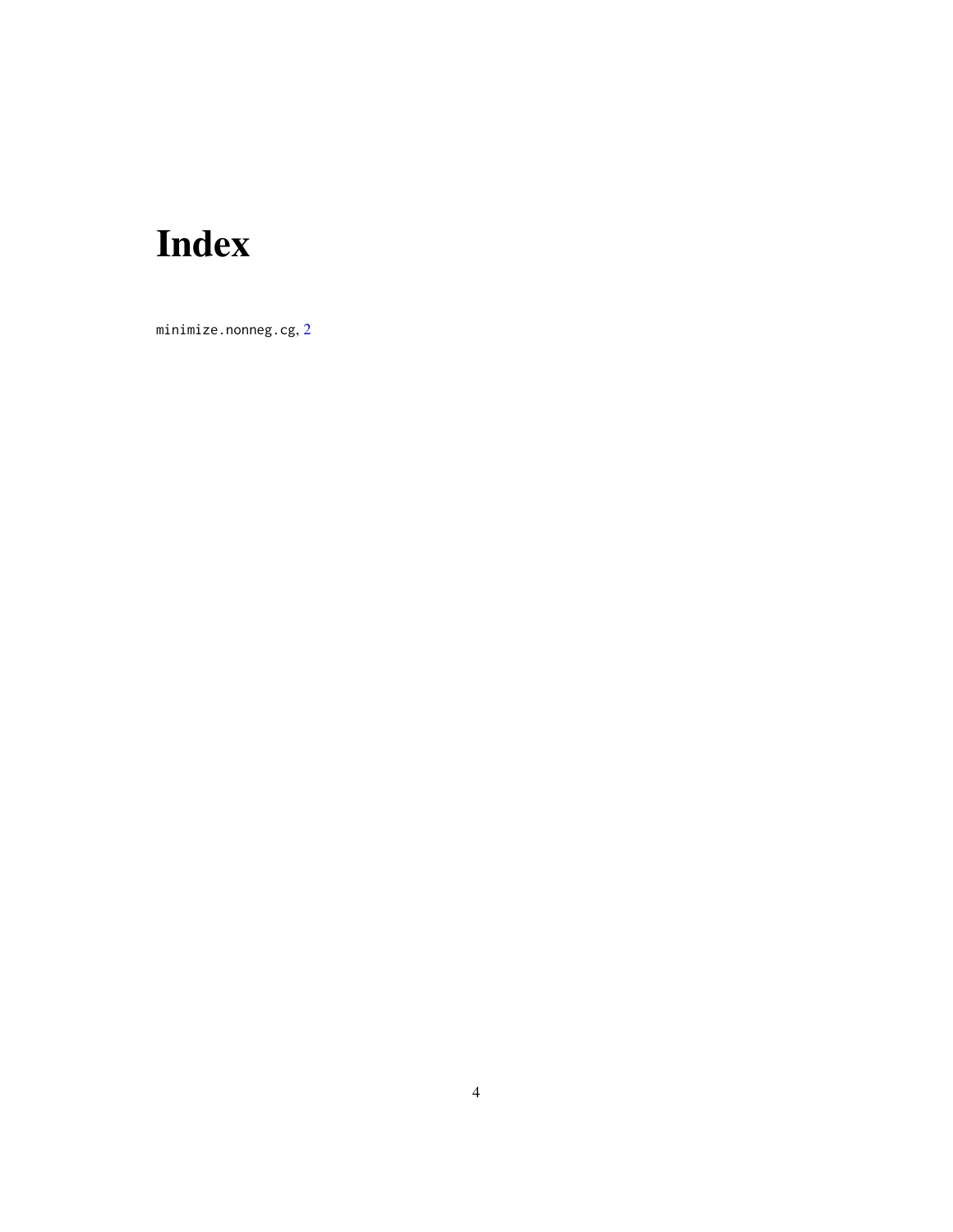# Index

`minimize.nonneg.cg`, 2